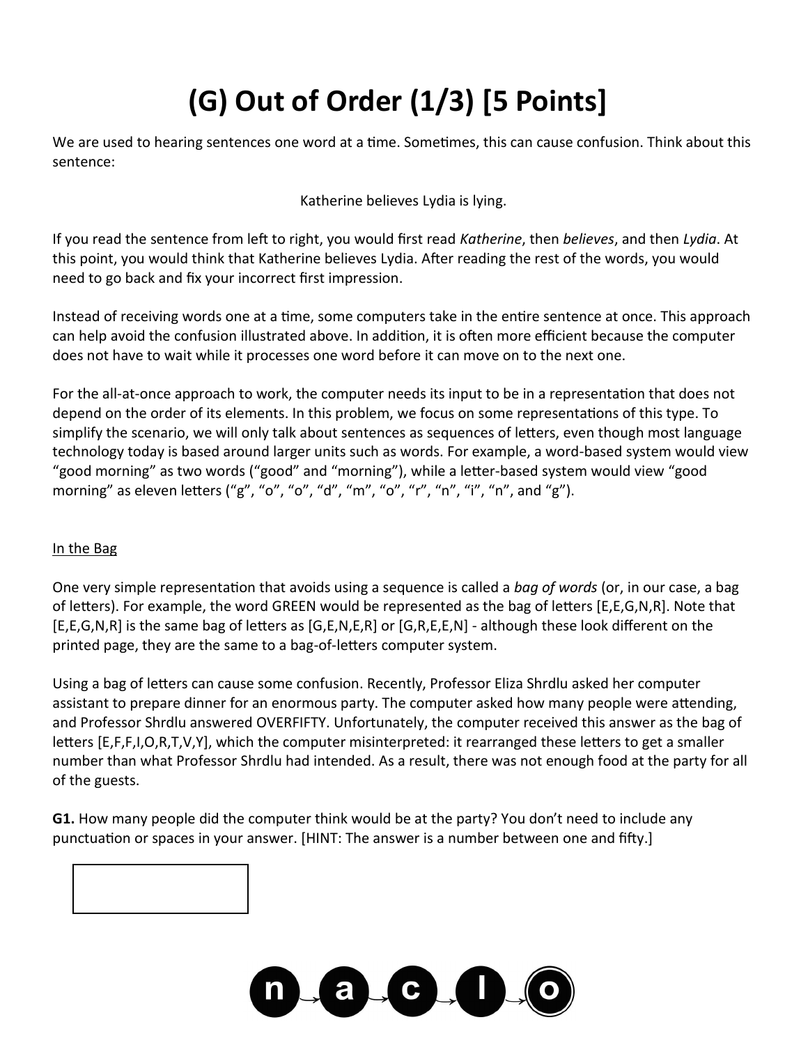# (G) Out of Order (1/3) [5 Points]

We are used to hearing sentences one word at a time. Sometimes, this can cause confusion. Think about this sentence:

Katherine believes Lydia is lying.

If you read the sentence from left to right, you would first read *Katherine*, then *believes*, and then *Lydia*. At this point, you would think that Katherine believes Lydia. After reading the rest of the words, you would need to go back and fix your incorrect first impression.

Instead of receiving words one at a time, some computers take in the entire sentence at once. This approach can help avoid the confusion illustrated above. In addition, it is often more efficient because the computer does not have to wait while it processes one word before it can move on to the next one.

For the all-at-once approach to work, the computer needs its input to be in a representation that does not depend on the order of its elements. In this problem, we focus on some representations of this type. To simplify the scenario, we will only talk about sentences as sequences of letters, even though most language technology today is based around larger units such as words. For example, a word-based system would view "good morning" as two words ("good" and "morning"), while a letter-based system would view "good morning" as eleven letters ("g", "o", "o", "d", "m", "o", "r", "n", "i", "n", and "g").

In the Bag

One very simple representation that avoids using a sequence is called a *bag of words* (or, in our case, a bag of letters). For example, the word GREEN would be represented as the bag of letters [E,E,G,N,R]. Note that [E,E,G,N,R] is the same bag of letters as [G,E,N,E,R] or [G,R,E,E,N] - although these look different on the printed page, they are the same to a bag-of-letters computer system.

Using a bag of letters can cause some confusion. Recently, Professor Eliza Shrdlu asked her computer assistant to prepare dinner for an enormous party. The computer asked how many people were attending, and Professor Shrdlu answered OVERFIFTY. Unfortunately, the computer received this answer as the bag of letters [E,F,F,I,O,R,T,V,Y], which the computer misinterpreted: it rearranged these letters to get a smaller number than what Professor Shrdlu had intended. As a result, there was not enough food at the party for all of the guests.

**G1.** How many people did the computer think would be at the party? You don't need to include any punctuation or spaces in your answer. [HINT: The answer is a number between one and fifty.]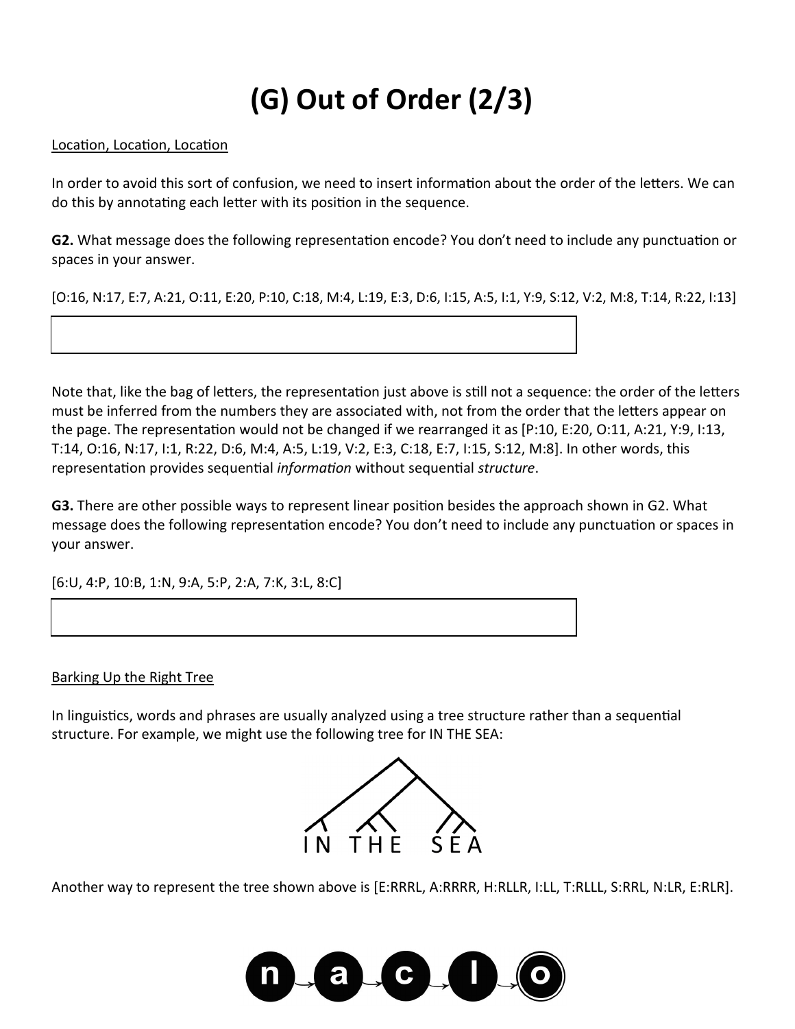# (G) Out of Order (2/3)

Location, Location, Location

In order to avoid this sort of confusion, we need to insert information about the order of the letters. We can do this by annotating each letter with its position in the sequence.

**G2.** What message does the following representation encode? You don't need to include any punctuation or spaces in your answer.

[O:16, N:17, E:7, A:21, O:11, E:20, P:10, C:18, M:4, L:19, E:3, D:6, I:15, A:5, I:1, Y:9, S:12, V:2, M:8, T:14, R:22, I:13]

Note that, like the bag of letters, the representation just above is still not a sequence: the order of the letters must be inferred from the numbers they are associated with, not from the order that the letters appear on the page. The representation would not be changed if we rearranged it as [P:10, E:20, O:11, A:21, Y:9, I:13, T:14, O:16, N:17, I:1, R:22, D:6, M:4, A:5, L:19, V:2, E:3, C:18, E:7, I:15, S:12, M:8]. In other words, this representation provides sequential *information* without sequential *structure*.

**G3.** There are other possible ways to represent linear position besides the approach shown in G2. What message does the following representation encode? You don't need to include any punctuation or spaces in your answer.

[6:U, 4:P, 10:B, 1:N, 9:A, 5:P, 2:A, 7:K, 3:L, 8:C]

Barking Up the Right Tree

In linguistics, words and phrases are usually analyzed using a tree structure rather than a sequential structure. For example, we might use the following tree for IN THE SEA:

Another way to represent the tree shown above is [E:RRRL, A:RRRR, H:RLLR, I:LL, T:RLLL, S:RRL, N:LR, E:RLR].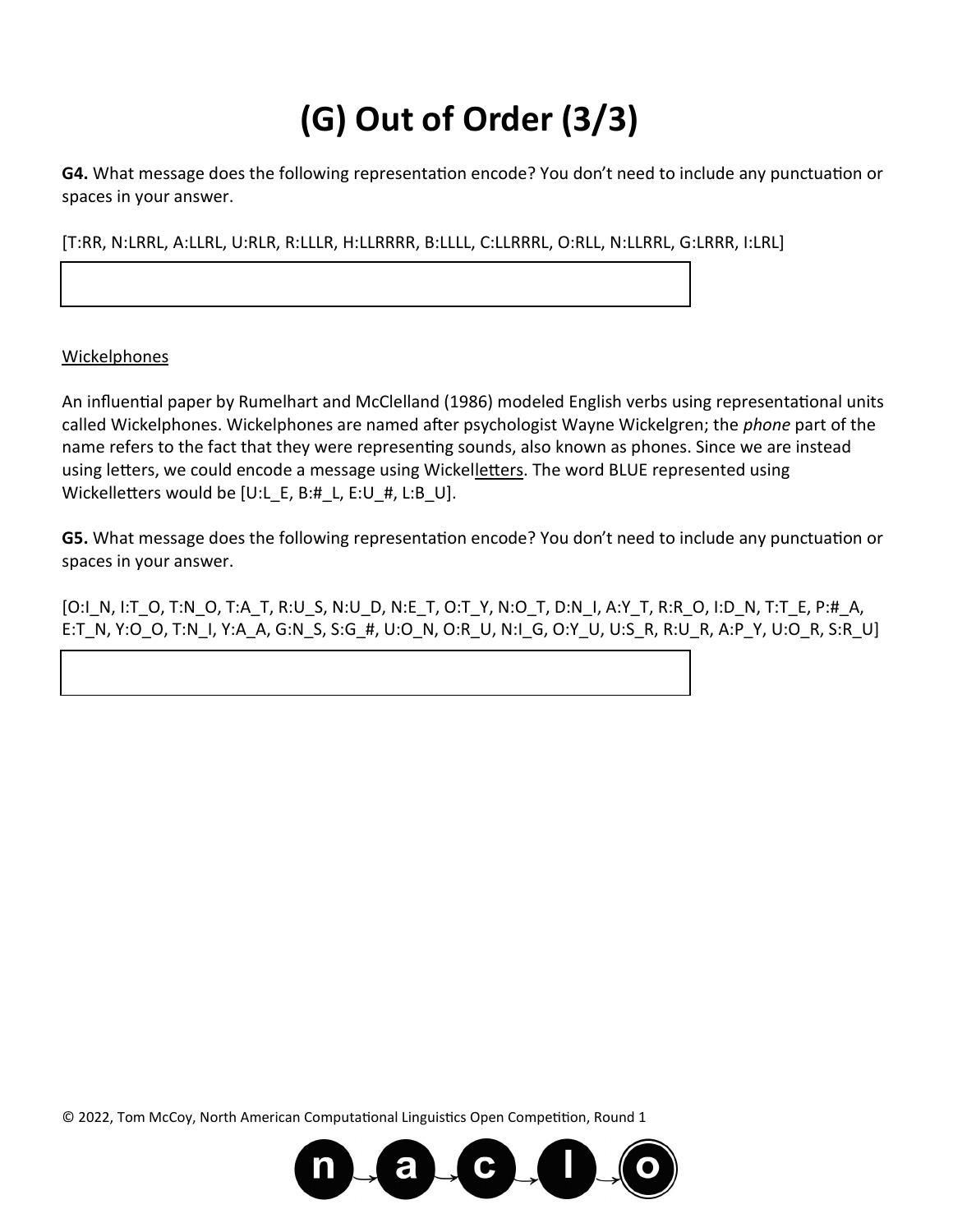# (G) Out of Order (3/3)

**G4.** What message does the following representation encode? You don't need to include any punctuation or spaces in your answer.

[T:RR, N:LRRL, A:LLRL, U:RLR, R:LLLR, H:LLRRRR, B:LLLL, C:LLRRRL, O:RLL, N:LLRRL, G:LRRR, I:LRL]

Wickelphones

An influential paper by Rumelhart and McClelland (1986) modeled English verbs using representational units called Wickelphones. Wickelphones are named after psychologist Wayne Wickelgren; the *phone* part of the name refers to the fact that they were representing sounds, also known as phones. Since we are instead using letters, we could encode a message using Wickelletters. The word BLUE represented using Wickelletters would be [U:L_E, B:#_L, E:U_#, L:B_U].

**G5.** What message does the following representation encode? You don't need to include any punctuation or spaces in your answer.

[O:I_N, I:T_O, T:N_O, T:A_T, R:U_S, N:U_D, N:E_T, O:T_Y, N:O_T, D:N_I, A:Y_T, R:R_O, I:D_N, T:T_E, P:#_A, E:T_N, Y:O_O, T:N_I, Y:A_A, G:N_S, S:G_#, U:O_N, O:R_U, N:I_G, O:Y_U, U:S_R, R:U_R, A:P_Y, U:O_R, S:R_U]

© 2022, Tom McCoy, North American Computational Linguistics Open Competition, Round 1